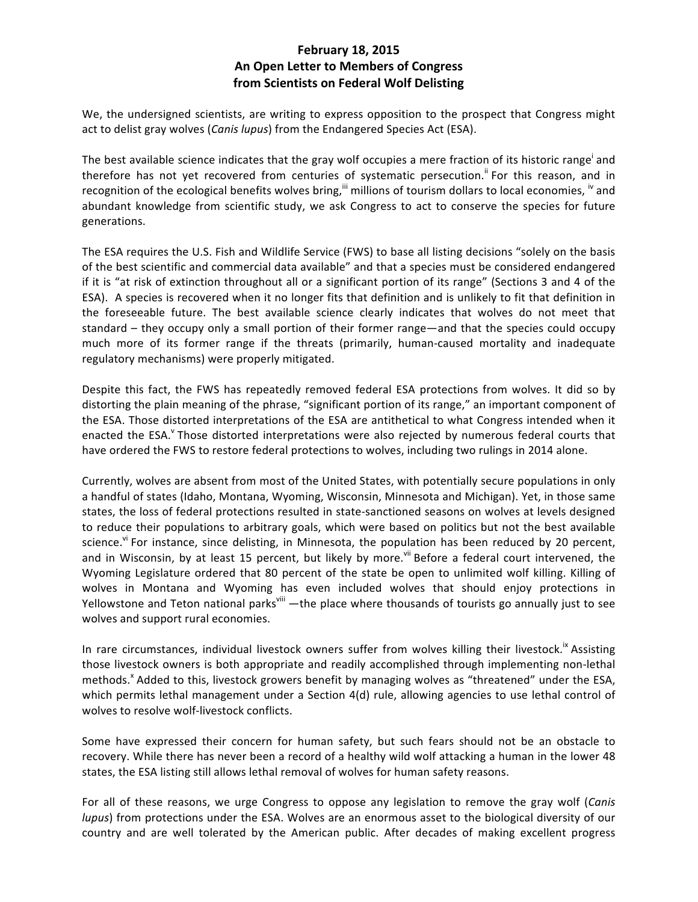**February 18, 2015**
**An Open Letter to Members of Congress**
**from Scientists on Federal Wolf Delisting**

We, the undersigned scientists, are writing to express opposition to the prospect that Congress might act to delist gray wolves (*Canis lupus*) from the Endangered Species Act (ESA).

The best available science indicates that the gray wolf occupies a mere fraction of its historic range[i] and therefore has not yet recovered from centuries of systematic persecution.[ii] For this reason, and in recognition of the ecological benefits wolves bring,[iii] millions of tourism dollars to local economies, [iv] and abundant knowledge from scientific study, we ask Congress to act to conserve the species for future generations.

The ESA requires the U.S. Fish and Wildlife Service (FWS) to base all listing decisions "solely on the basis of the best scientific and commercial data available" and that a species must be considered endangered if it is "at risk of extinction throughout all or a significant portion of its range" (Sections 3 and 4 of the ESA). A species is recovered when it no longer fits that definition and is unlikely to fit that definition in the foreseeable future. The best available science clearly indicates that wolves do not meet that standard – they occupy only a small portion of their former range—and that the species could occupy much more of its former range if the threats (primarily, human-caused mortality and inadequate regulatory mechanisms) were properly mitigated.

Despite this fact, the FWS has repeatedly removed federal ESA protections from wolves. It did so by distorting the plain meaning of the phrase, "significant portion of its range," an important component of the ESA. Those distorted interpretations of the ESA are antithetical to what Congress intended when it enacted the ESA.[v] Those distorted interpretations were also rejected by numerous federal courts that have ordered the FWS to restore federal protections to wolves, including two rulings in 2014 alone.

Currently, wolves are absent from most of the United States, with potentially secure populations in only a handful of states (Idaho, Montana, Wyoming, Wisconsin, Minnesota and Michigan). Yet, in those same states, the loss of federal protections resulted in state-sanctioned seasons on wolves at levels designed to reduce their populations to arbitrary goals, which were based on politics but not the best available science.[vi] For instance, since delisting, in Minnesota, the population has been reduced by 20 percent, and in Wisconsin, by at least 15 percent, but likely by more.[vii] Before a federal court intervened, the Wyoming Legislature ordered that 80 percent of the state be open to unlimited wolf killing. Killing of wolves in Montana and Wyoming has even included wolves that should enjoy protections in Yellowstone and Teton national parks[viii] —the place where thousands of tourists go annually just to see wolves and support rural economies.

In rare circumstances, individual livestock owners suffer from wolves killing their livestock.[ix] Assisting those livestock owners is both appropriate and readily accomplished through implementing non-lethal methods.[x] Added to this, livestock growers benefit by managing wolves as "threatened" under the ESA, which permits lethal management under a Section 4(d) rule, allowing agencies to use lethal control of wolves to resolve wolf-livestock conflicts.

Some have expressed their concern for human safety, but such fears should not be an obstacle to recovery. While there has never been a record of a healthy wild wolf attacking a human in the lower 48 states, the ESA listing still allows lethal removal of wolves for human safety reasons.

For all of these reasons, we urge Congress to oppose any legislation to remove the gray wolf (*Canis lupus*) from protections under the ESA. Wolves are an enormous asset to the biological diversity of our country and are well tolerated by the American public. After decades of making excellent progress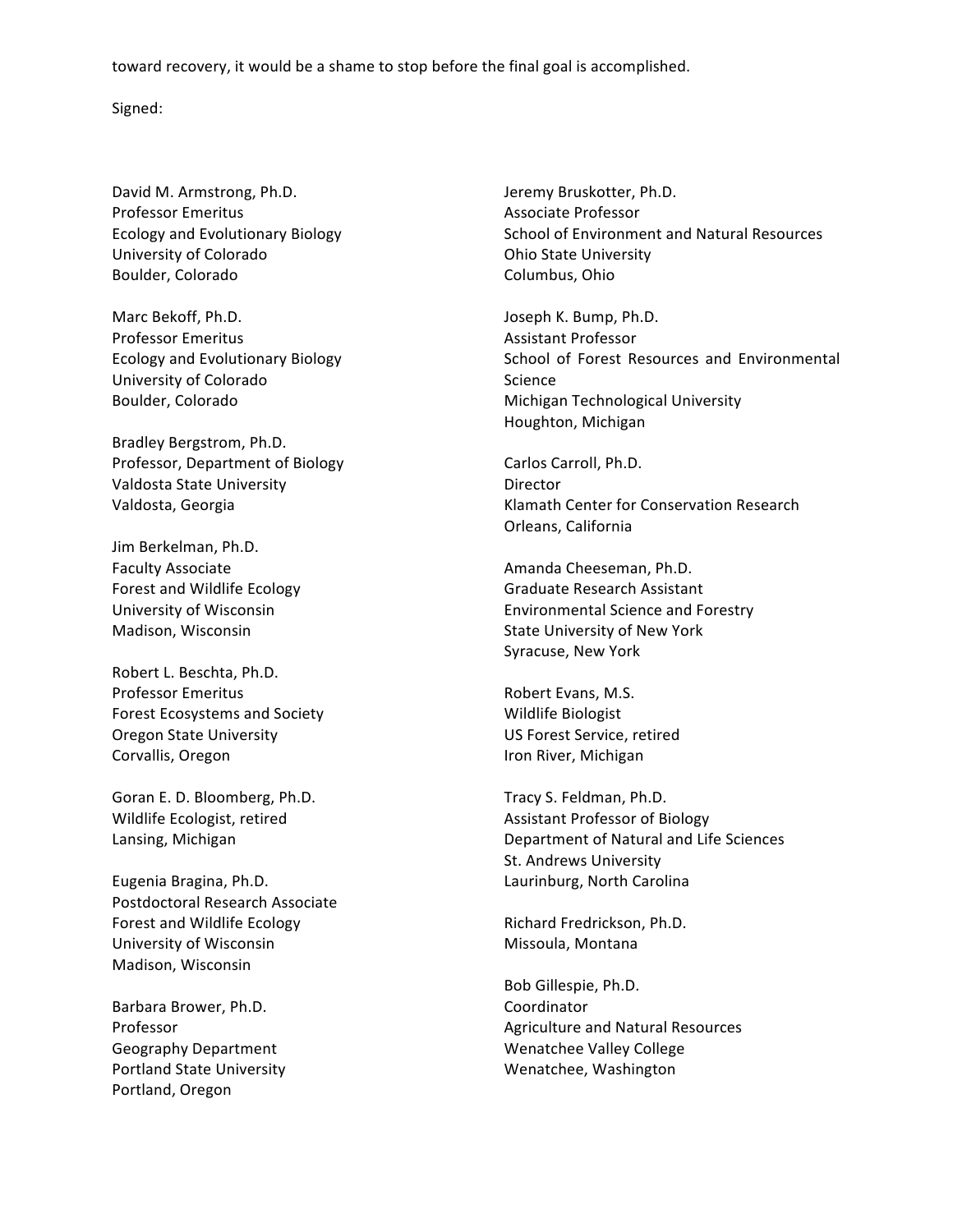toward recovery, it would be a shame to stop before the final goal is accomplished.

Signed:

David M. Armstrong, Ph.D.
Professor Emeritus
Ecology and Evolutionary Biology
University of Colorado
Boulder, Colorado

Marc Bekoff, Ph.D.
Professor Emeritus
Ecology and Evolutionary Biology
University of Colorado
Boulder, Colorado

Bradley Bergstrom, Ph.D.
Professor, Department of Biology
Valdosta State University
Valdosta, Georgia

Jim Berkelman, Ph.D.
Faculty Associate
Forest and Wildlife Ecology
University of Wisconsin
Madison, Wisconsin

Robert L. Beschta, Ph.D.
Professor Emeritus
Forest Ecosystems and Society
Oregon State University
Corvallis, Oregon

Goran E. D. Bloomberg, Ph.D.
Wildlife Ecologist, retired
Lansing, Michigan

Eugenia Bragina, Ph.D.
Postdoctoral Research Associate
Forest and Wildlife Ecology
University of Wisconsin
Madison, Wisconsin

Barbara Brower, Ph.D.
Professor
Geography Department
Portland State University
Portland, Oregon

Jeremy Bruskotter, Ph.D.
Associate Professor
School of Environment and Natural Resources
Ohio State University
Columbus, Ohio

Joseph K. Bump, Ph.D.
Assistant Professor
School of Forest Resources and Environmental Science
Michigan Technological University
Houghton, Michigan

Carlos Carroll, Ph.D.
Director
Klamath Center for Conservation Research
Orleans, California

Amanda Cheeseman, Ph.D.
Graduate Research Assistant
Environmental Science and Forestry
State University of New York
Syracuse, New York

Robert Evans, M.S.
Wildlife Biologist
US Forest Service, retired
Iron River, Michigan

Tracy S. Feldman, Ph.D.
Assistant Professor of Biology
Department of Natural and Life Sciences
St. Andrews University
Laurinburg, North Carolina

Richard Fredrickson, Ph.D.
Missoula, Montana

Bob Gillespie, Ph.D.
Coordinator
Agriculture and Natural Resources
Wenatchee Valley College
Wenatchee, Washington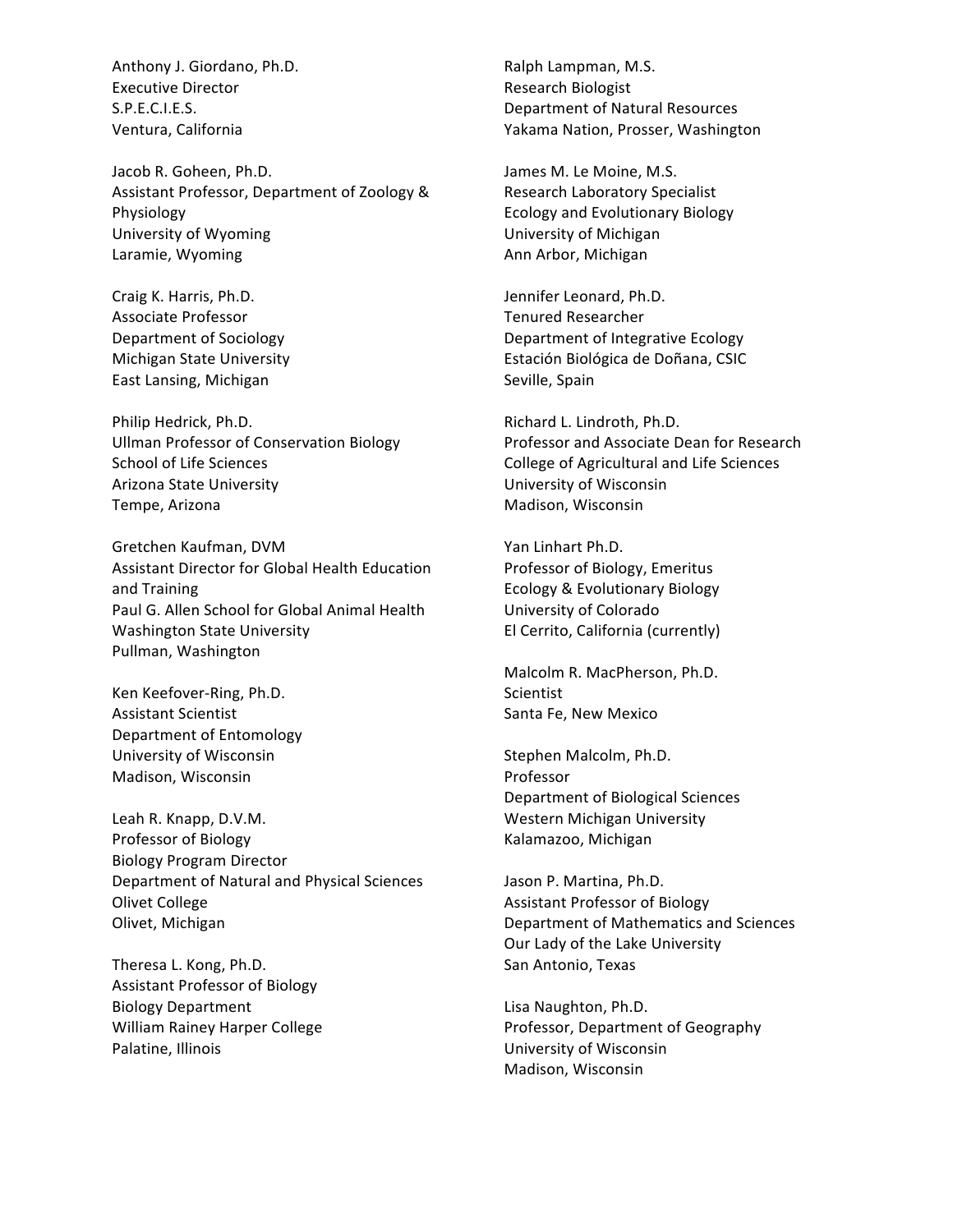Anthony J. Giordano, Ph.D.
Executive Director
S.P.E.C.I.E.S.
Ventura, California

Jacob R. Goheen, Ph.D.
Assistant Professor, Department of Zoology & Physiology
University of Wyoming
Laramie, Wyoming

Craig K. Harris, Ph.D.
Associate Professor
Department of Sociology
Michigan State University
East Lansing, Michigan

Philip Hedrick, Ph.D.
Ullman Professor of Conservation Biology
School of Life Sciences
Arizona State University
Tempe, Arizona

Gretchen Kaufman, DVM
Assistant Director for Global Health Education and Training
Paul G. Allen School for Global Animal Health
Washington State University
Pullman, Washington

Ken Keefover-Ring, Ph.D.
Assistant Scientist
Department of Entomology
University of Wisconsin
Madison, Wisconsin

Leah R. Knapp, D.V.M.
Professor of Biology
Biology Program Director
Department of Natural and Physical Sciences
Olivet College
Olivet, Michigan

Theresa L. Kong, Ph.D.
Assistant Professor of Biology
Biology Department
William Rainey Harper College
Palatine, Illinois

Ralph Lampman, M.S.
Research Biologist
Department of Natural Resources
Yakama Nation, Prosser, Washington

James M. Le Moine, M.S.
Research Laboratory Specialist
Ecology and Evolutionary Biology
University of Michigan
Ann Arbor, Michigan

Jennifer Leonard, Ph.D.
Tenured Researcher
Department of Integrative Ecology
Estación Biológica de Doñana, CSIC
Seville, Spain

Richard L. Lindroth, Ph.D.
Professor and Associate Dean for Research
College of Agricultural and Life Sciences
University of Wisconsin
Madison, Wisconsin

Yan Linhart Ph.D.
Professor of Biology, Emeritus
Ecology & Evolutionary Biology
University of Colorado
El Cerrito, California (currently)

Malcolm R. MacPherson, Ph.D.
Scientist
Santa Fe, New Mexico

Stephen Malcolm, Ph.D.
Professor
Department of Biological Sciences
Western Michigan University
Kalamazoo, Michigan

Jason P. Martina, Ph.D.
Assistant Professor of Biology
Department of Mathematics and Sciences
Our Lady of the Lake University
San Antonio, Texas

Lisa Naughton, Ph.D.
Professor, Department of Geography
University of Wisconsin
Madison, Wisconsin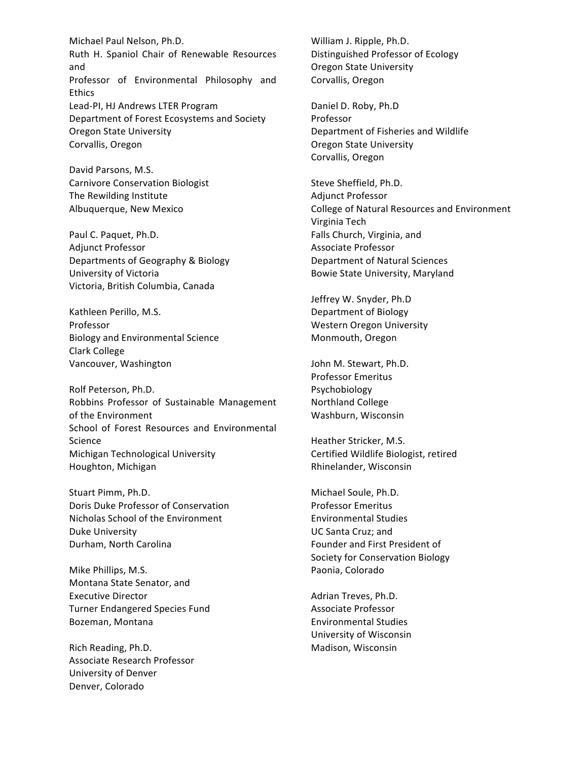Michael Paul Nelson, Ph.D.
Ruth H. Spaniol Chair of Renewable Resources and
Professor of Environmental Philosophy and Ethics
Lead-PI, HJ Andrews LTER Program
Department of Forest Ecosystems and Society
Oregon State University
Corvallis, Oregon

David Parsons, M.S.
Carnivore Conservation Biologist
The Rewilding Institute
Albuquerque, New Mexico

Paul C. Paquet, Ph.D.
Adjunct Professor
Departments of Geography & Biology
University of Victoria
Victoria, British Columbia, Canada

Kathleen Perillo, M.S.
Professor
Biology and Environmental Science
Clark College
Vancouver, Washington

Rolf Peterson, Ph.D.
Robbins Professor of Sustainable Management of the Environment
School of Forest Resources and Environmental Science
Michigan Technological University
Houghton, Michigan

Stuart Pimm, Ph.D.
Doris Duke Professor of Conservation
Nicholas School of the Environment
Duke University
Durham, North Carolina

Mike Phillips, M.S.
Montana State Senator, and
Executive Director
Turner Endangered Species Fund
Bozeman, Montana

Rich Reading, Ph.D.
Associate Research Professor
University of Denver
Denver, Colorado

William J. Ripple, Ph.D.
Distinguished Professor of Ecology
Oregon State University
Corvallis, Oregon

Daniel D. Roby, Ph.D
Professor
Department of Fisheries and Wildlife
Oregon State University
Corvallis, Oregon

Steve Sheffield, Ph.D.
Adjunct Professor
College of Natural Resources and Environment
Virginia Tech
Falls Church, Virginia, and
Associate Professor
Department of Natural Sciences
Bowie State University, Maryland

Jeffrey W. Snyder, Ph.D
Department of Biology
Western Oregon University
Monmouth, Oregon

John M. Stewart, Ph.D.
Professor Emeritus
Psychobiology
Northland College
Washburn, Wisconsin

Heather Stricker, M.S.
Certified Wildlife Biologist, retired
Rhinelander, Wisconsin

Michael Soule, Ph.D.
Professor Emeritus
Environmental Studies
UC Santa Cruz; and
Founder and First President of
Society for Conservation Biology
Paonia, Colorado

Adrian Treves, Ph.D.
Associate Professor
Environmental Studies
University of Wisconsin
Madison, Wisconsin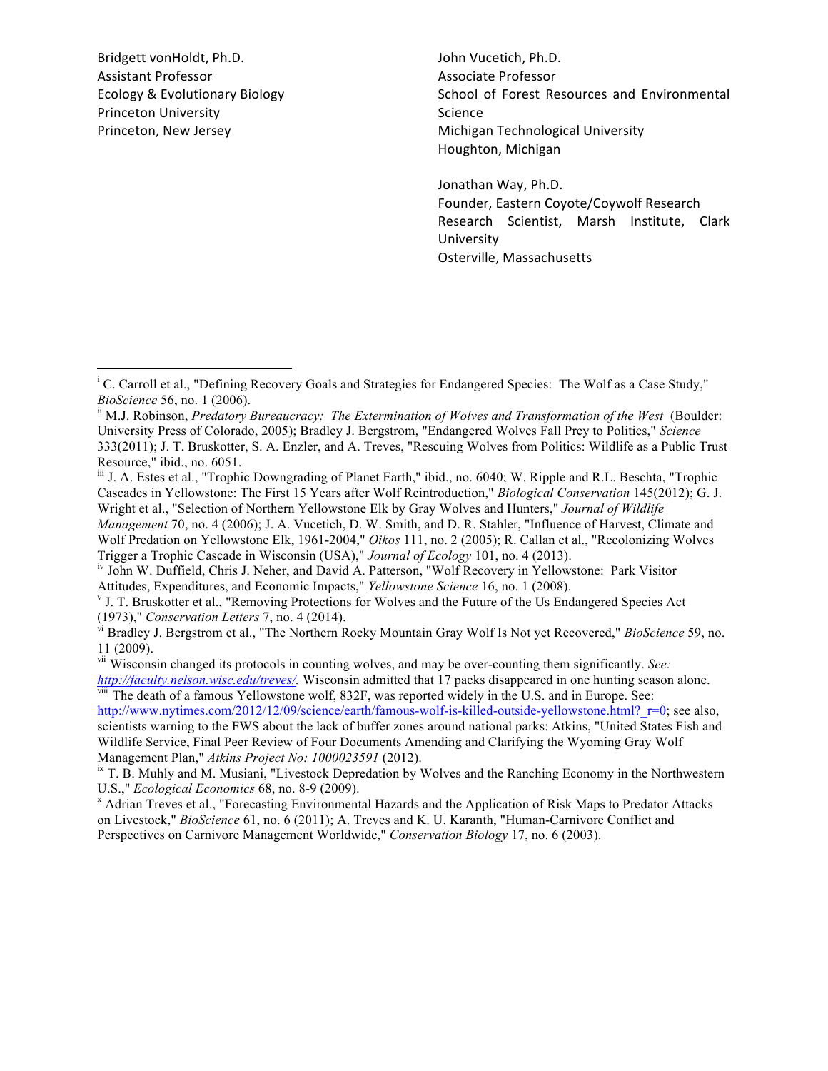Bridgett vonHoldt, Ph.D.
Assistant Professor
Ecology & Evolutionary Biology
Princeton University
Princeton, New Jersey

John Vucetich, Ph.D.
Associate Professor
School of Forest Resources and Environmental Science
Michigan Technological University
Houghton, Michigan

Jonathan Way, Ph.D.
Founder, Eastern Coyote/Coywolf Research
Research Scientist, Marsh Institute, Clark University
Osterville, Massachusetts

---

[i] C. Carroll et al., "Defining Recovery Goals and Strategies for Endangered Species: The Wolf as a Case Study," *BioScience* 56, no. 1 (2006).

[ii] M.J. Robinson, *Predatory Bureaucracy: The Extermination of Wolves and Transformation of the West* (Boulder: University Press of Colorado, 2005); Bradley J. Bergstrom, "Endangered Wolves Fall Prey to Politics," *Science* 333(2011); J. T. Bruskotter, S. A. Enzler, and A. Treves, "Rescuing Wolves from Politics: Wildlife as a Public Trust Resource," ibid., no. 6051.

[iii] J. A. Estes et al., "Trophic Downgrading of Planet Earth," ibid., no. 6040; W. Ripple and R.L. Beschta, "Trophic Cascades in Yellowstone: The First 15 Years after Wolf Reintroduction," *Biological Conservation* 145(2012); G. J. Wright et al., "Selection of Northern Yellowstone Elk by Gray Wolves and Hunters," *Journal of Wildlife Management* 70, no. 4 (2006); J. A. Vucetich, D. W. Smith, and D. R. Stahler, "Influence of Harvest, Climate and Wolf Predation on Yellowstone Elk, 1961-2004," *Oikos* 111, no. 2 (2005); R. Callan et al., "Recolonizing Wolves Trigger a Trophic Cascade in Wisconsin (USA)," *Journal of Ecology* 101, no. 4 (2013).

[iv] John W. Duffield, Chris J. Neher, and David A. Patterson, "Wolf Recovery in Yellowstone: Park Visitor Attitudes, Expenditures, and Economic Impacts," *Yellowstone Science* 16, no. 1 (2008).

[v] J. T. Bruskotter et al., "Removing Protections for Wolves and the Future of the Us Endangered Species Act (1973)," *Conservation Letters* 7, no. 4 (2014).

[vi] Bradley J. Bergstrom et al., "The Northern Rocky Mountain Gray Wolf Is Not yet Recovered," *BioScience* 59, no. 11 (2009).

[vii] Wisconsin changed its protocols in counting wolves, and may be over-counting them significantly. *See: http://faculty.nelson.wisc.edu/treves/.* Wisconsin admitted that 17 packs disappeared in one hunting season alone.

[viii] The death of a famous Yellowstone wolf, 832F, was reported widely in the U.S. and in Europe. See: http://www.nytimes.com/2012/12/09/science/earth/famous-wolf-is-killed-outside-yellowstone.html?_r=0; see also, scientists warning to the FWS about the lack of buffer zones around national parks: Atkins, "United States Fish and Wildlife Service, Final Peer Review of Four Documents Amending and Clarifying the Wyoming Gray Wolf Management Plan," *Atkins Project No: 1000023591* (2012).

[ix] T. B. Muhly and M. Musiani, "Livestock Depredation by Wolves and the Ranching Economy in the Northwestern U.S.," *Ecological Economics* 68, no. 8-9 (2009).

[x] Adrian Treves et al., "Forecasting Environmental Hazards and the Application of Risk Maps to Predator Attacks on Livestock," *BioScience* 61, no. 6 (2011); A. Treves and K. U. Karanth, "Human-Carnivore Conflict and Perspectives on Carnivore Management Worldwide," *Conservation Biology* 17, no. 6 (2003).